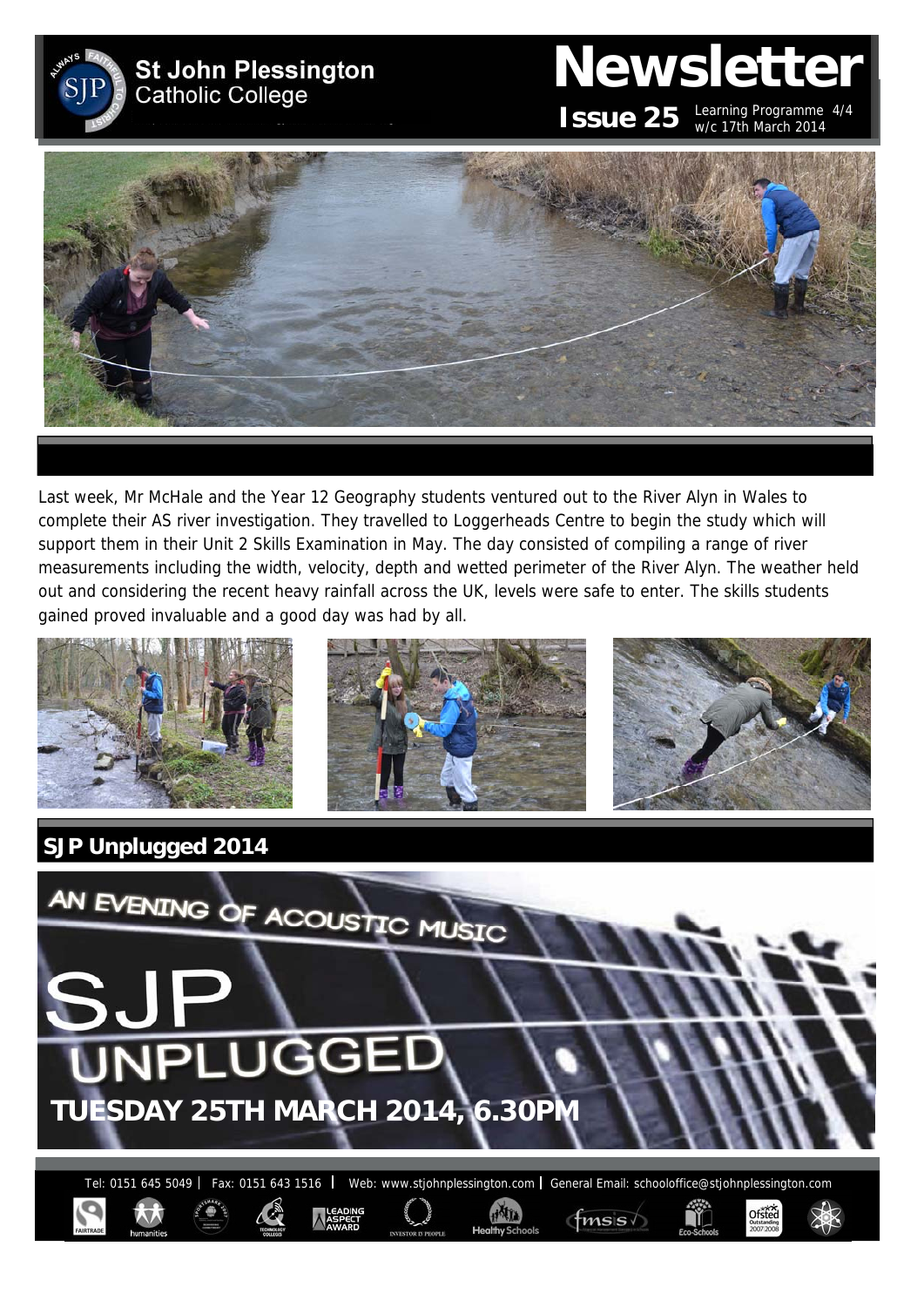# St John Plessington Catholic College

# Newsletter

**Issue 25** Learning Programme 4/4 w/c 17th March 2014

Last week, Mr McHale and the Year 12 Geography students ventured out to the River Alyn in Wales to complete their AS river investigation. They travelled to Loggerheads Centre to begin the study which will support them in their Unit 2 Skills Examination in May. The day consisted of compiling a range of river measurements including the width, velocity, depth and wetted perimeter of the River Alyn. The weather held out and considering the recent heavy rainfall across the UK, levels were safe to enter. The skills students gained proved invaluable and a good day was had by all.

## SJP Unplugged 2014

AN EVENING OF ACOUSTIC MUSIC

SJP UNPLUGGED

**TUESDAY 25TH MARCH 2014, 6.30PM**

Tel: 0151 645 5049 | Fax: 0151 643 1516 | Web: www.stjohnplessington.com | General Email: schooloffice@stjohnplessington.com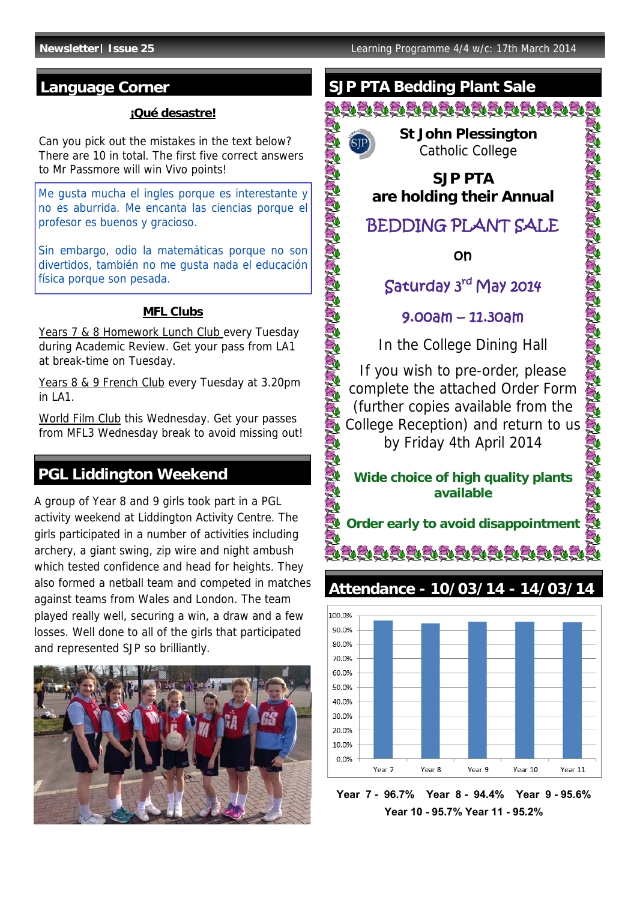## Language Corner

**¡Qué desastre!**

Can you pick out the mistakes in the text below? There are 10 in total. The first five correct answers to Mr Passmore will win Vivo points!

Me gusta mucha el ingles porque es interestante y no es aburrida. Me encanta las ciencias porque el profesor es buenos y gracioso.

Sin embargo, odio la matemáticas porque no son divertidos, también no me gusta nada el educación física porque son pesada.

**MFL Clubs**

Years 7 & 8 Homework Lunch Club every Tuesday during Academic Review. Get your pass from LA1 at break-time on Tuesday.

Years 8 & 9 French Club every Tuesday at 3.20pm in LA1.

World Film Club this Wednesday. Get your passes from MFL3 Wednesday break to avoid missing out!

## PGL Liddington Weekend

A group of Year 8 and 9 girls took part in a PGL activity weekend at Liddington Activity Centre. The girls participated in a number of activities including archery, a giant swing, zip wire and night ambush which tested confidence and head for heights. They also formed a netball team and competed in matches against teams from Wales and London. The team played really well, securing a win, a draw and a few losses. Well done to all of the girls that participated and represented SJP so brilliantly.

## SJP PTA Bedding Plant Sale

**St John Plessington**
Catholic College

**SJP PTA**
**are holding their Annual**

BEDDING PLANT SALE

on

Saturday 3rd May 2014

9.00am – 11.30am

In the College Dining Hall

If you wish to pre-order, please complete the attached Order Form (further copies available from the College Reception) and return to us by Friday 4th April 2014

**Wide choice of high quality plants available**

**Order early to avoid disappointment**

## Attendance - 10/03/14 - 14/03/14

**Year 7 - 96.7% Year 8 - 94.4% Year 9 - 95.6%**
**Year 10 - 95.7% Year 11 - 95.2%**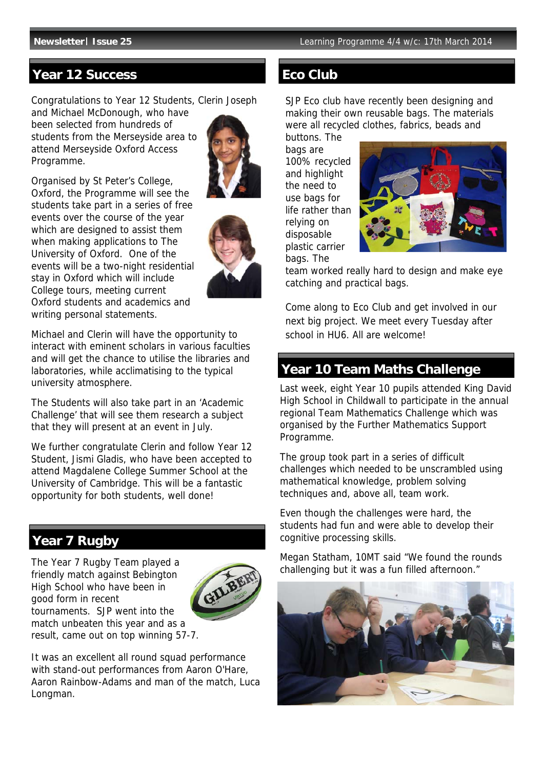## Year 12 Success

Congratulations to Year 12 Students, Clerin Joseph and Michael McDonough, who have been selected from hundreds of students from the Merseyside area to attend Merseyside Oxford Access Programme.

Organised by St Peter's College, Oxford, the Programme will see the students take part in a series of free events over the course of the year which are designed to assist them when making applications to The University of Oxford. One of the events will be a two-night residential stay in Oxford which will include College tours, meeting current Oxford students and academics and writing personal statements.

Michael and Clerin will have the opportunity to interact with eminent scholars in various faculties and will get the chance to utilise the libraries and laboratories, while acclimatising to the typical university atmosphere.

The Students will also take part in an 'Academic Challenge' that will see them research a subject that they will present at an event in July.

We further congratulate Clerin and follow Year 12 Student, Jismi Gladis, who have been accepted to attend Magdalene College Summer School at the University of Cambridge. This will be a fantastic opportunity for both students, well done!

## Year 7 Rugby

The Year 7 Rugby Team played a friendly match against Bebington High School who have been in good form in recent tournaments. SJP went into the match unbeaten this year and as a result, came out on top winning 57-7.

It was an excellent all round squad performance with stand-out performances from Aaron O'Hare, Aaron Rainbow-Adams and man of the match, Luca Longman.

## Eco Club

SJP Eco club have recently been designing and making their own reusable bags. The materials were all recycled clothes, fabrics, beads and buttons. The bags are 100% recycled and highlight the need to use bags for life rather than relying on disposable plastic carrier bags. The team worked really hard to design and make eye catching and practical bags.

Come along to Eco Club and get involved in our next big project. We meet every Tuesday after school in HU6. All are welcome!

## Year 10 Team Maths Challenge

Last week, eight Year 10 pupils attended King David High School in Childwall to participate in the annual regional Team Mathematics Challenge which was organised by the Further Mathematics Support Programme.

The group took part in a series of difficult challenges which needed to be unscrambled using mathematical knowledge, problem solving techniques and, above all, team work.

Even though the challenges were hard, the students had fun and were able to develop their cognitive processing skills.

Megan Statham, 10MT said "We found the rounds challenging but it was a fun filled afternoon."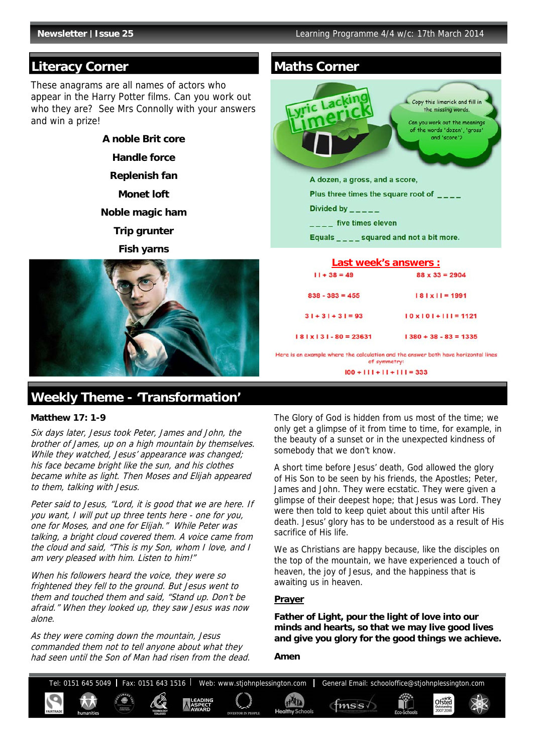## Literacy Corner

These anagrams are all names of actors who appear in the Harry Potter films. Can you work out who they are? See Mrs Connolly with your answers and win a prize!

**A noble Brit core**

**Handle force**

**Replenish fan**

**Monet loft**

**Noble magic ham**

**Trip grunter**

**Fish yarns**

## Maths Corner

**Lyric Lacking Limerick**

Copy this limerick and fill in the missing words.

Can you work out the meanings of the words 'dozen', 'gross' and 'score'?

A dozen, a gross, and a score,
Plus three times the square root of ____
Divided by _____
____ five times eleven
Equals ____ squared and not a bit more.

**Last week's answers :**

| | |
|---|---|
| 11 + 38 = 49 | 88 x 33 = 2904 |
| 838 - 383 = 455 | 181 x 11 = 1991 |
| 31 + 31 + 31 = 93 | 10 x 101 + 111 = 1121 |
| 181 x 131 - 80 = 23631 | 1380 + 38 - 83 = 1335 |

Here is an example where the calculation and the answer both have horizontal lines of symmetry:

100 + 111 + 11 + 111 = 333

## Weekly Theme - 'Transformation'

**Matthew 17: 1-9**

*Six days later, Jesus took Peter, James and John, the brother of James, up on a high mountain by themselves. While they watched, Jesus' appearance was changed; his face became bright like the sun, and his clothes became white as light. Then Moses and Elijah appeared to them, talking with Jesus.*

*Peter said to Jesus, "Lord, it is good that we are here. If you want, I will put up three tents here - one for you, one for Moses, and one for Elijah." While Peter was talking, a bright cloud covered them. A voice came from the cloud and said, "This is my Son, whom I love, and I am very pleased with him. Listen to him!"*

*When his followers heard the voice, they were so frightened they fell to the ground. But Jesus went to them and touched them and said, "Stand up. Don't be afraid." When they looked up, they saw Jesus was now alone.*

*As they were coming down the mountain, Jesus commanded them not to tell anyone about what they had seen until the Son of Man had risen from the dead.*

The Glory of God is hidden from us most of the time; we only get a glimpse of it from time to time, for example, in the beauty of a sunset or in the unexpected kindness of somebody that we don't know.

A short time before Jesus' death, God allowed the glory of His Son to be seen by his friends, the Apostles; Peter, James and John. They were ecstatic. They were given a glimpse of their deepest hope; that Jesus was Lord. They were then told to keep quiet about this until after His death. Jesus' glory has to be understood as a result of His sacrifice of His life.

We as Christians are happy because, like the disciples on the top of the mountain, we have experienced a touch of heaven, the joy of Jesus, and the happiness that is awaiting us in heaven.

**Prayer**

**Father of Light, pour the light of love into our minds and hearts, so that we may live good lives and give you glory for the good things we achieve.**

**Amen**

Tel: 0151 645 5049 | Fax: 0151 643 1516 | Web: www.stjohnplessington.com | General Email: schooloffice@stjohnplessington.com